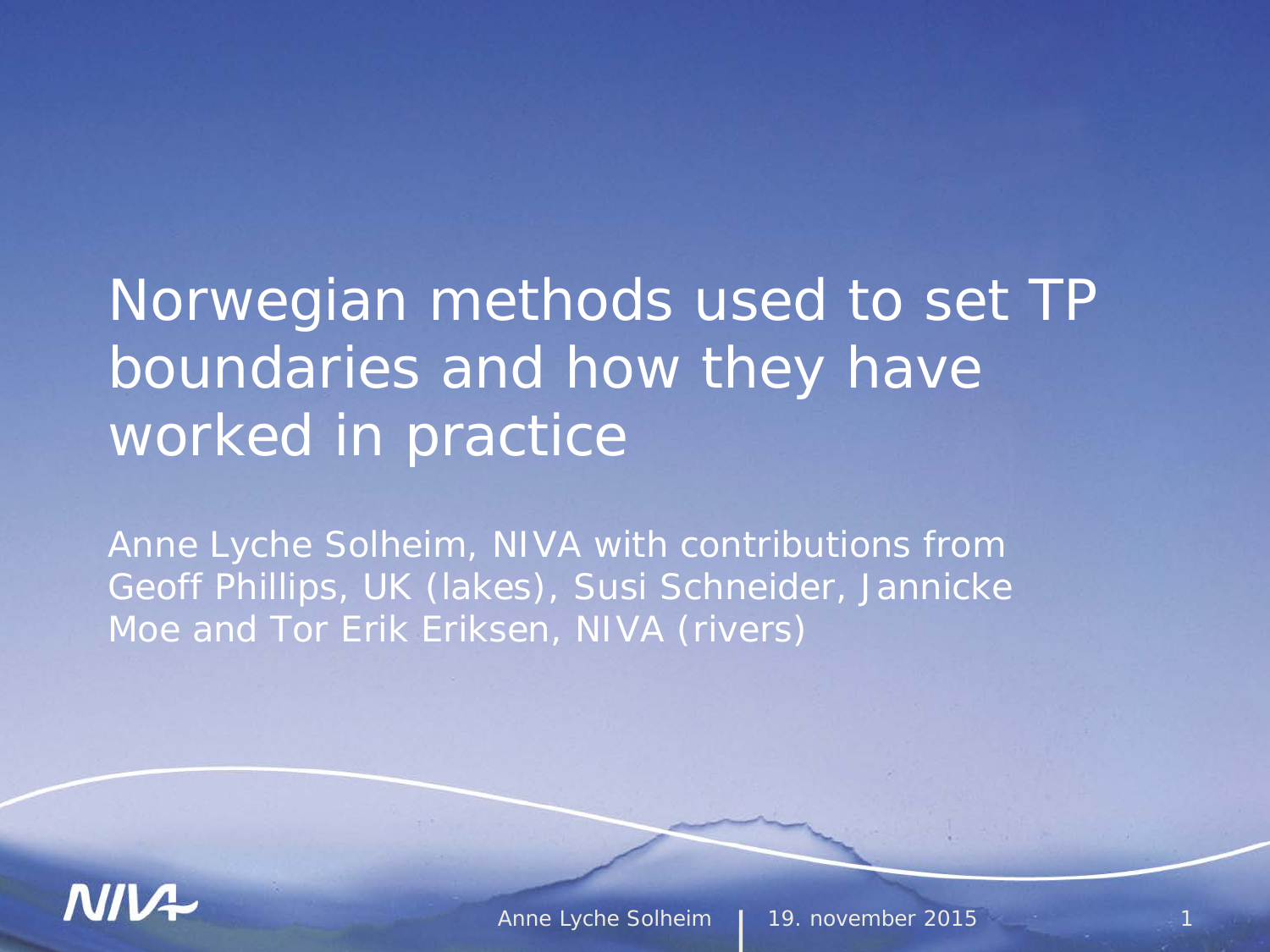# Norwegian methods used to set TP boundaries and how they have worked in practice

Anne Lyche Solheim, NIVA with contributions from Geoff Phillips, UK (lakes), Susi Schneider, Jannicke Moe and Tor Erik Eriksen, NIVA (rivers)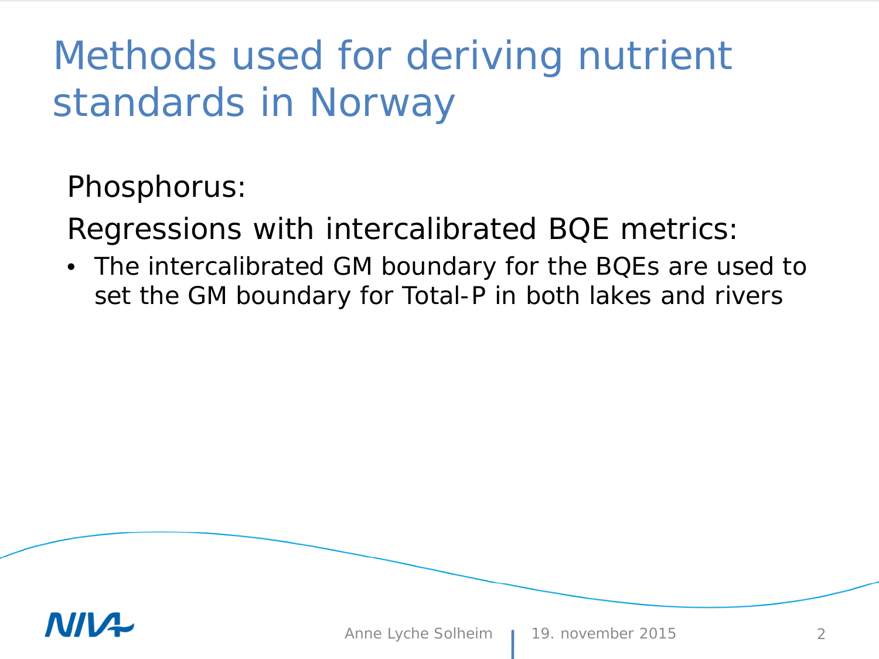# Methods used for deriving nutrient standards in Norway

Phosphorus:

Regressions with intercalibrated BQE metrics:

- The intercalibrated GM boundary for the BQEs are used to set the GM boundary for Total-P in both lakes and rivers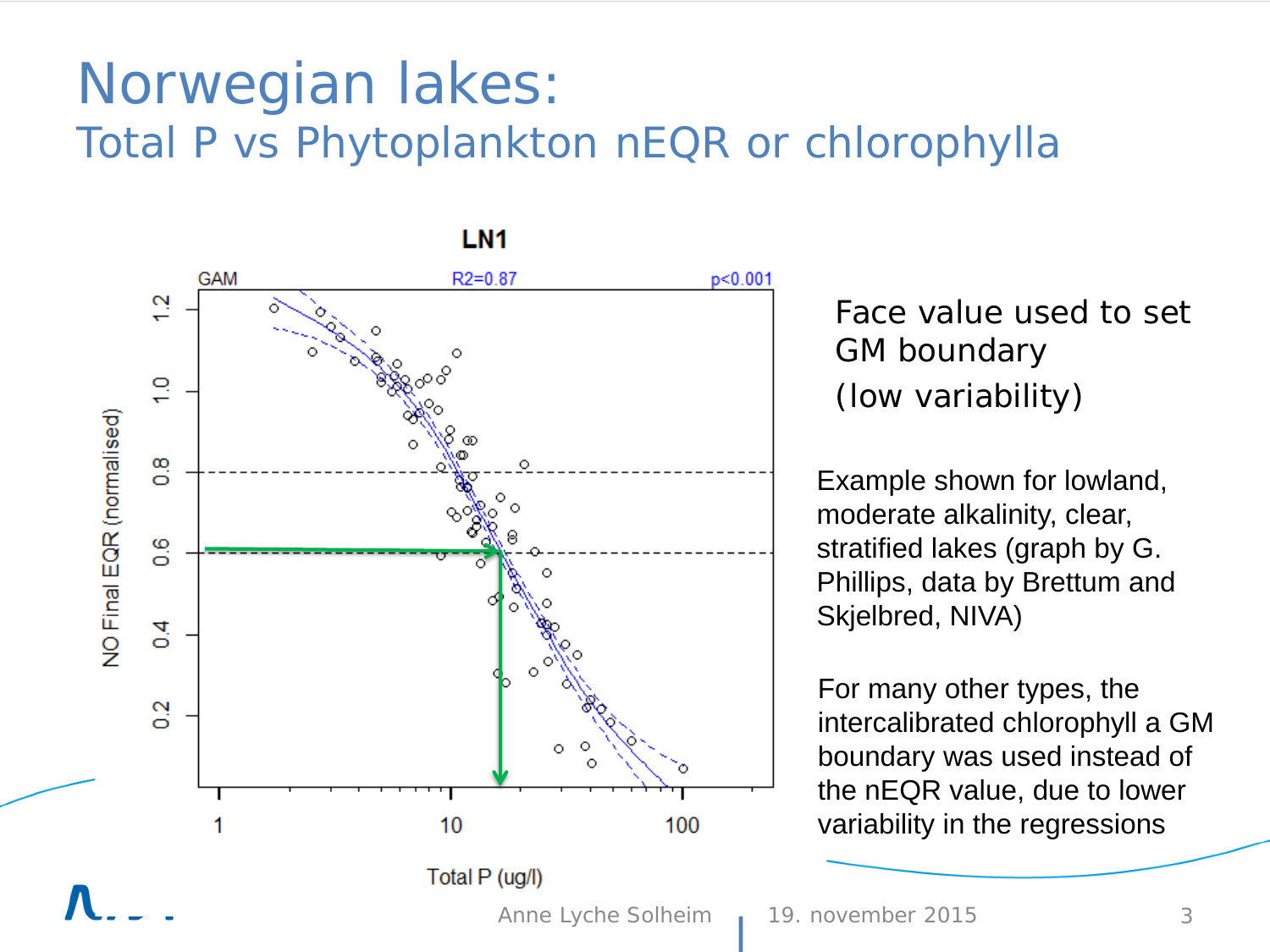# Norwegian lakes:

## Total P vs Phytoplankton nEQR or chlorophylla

Face value used to set GM boundary (low variability)

Example shown for lowland, moderate alkalinity, clear, stratified lakes (graph by G. Phillips, data by Brettum and Skjelbred, NIVA)

For many other types, the intercalibrated chlorophyll a GM boundary was used instead of the nEQR value, due to lower variability in the regressions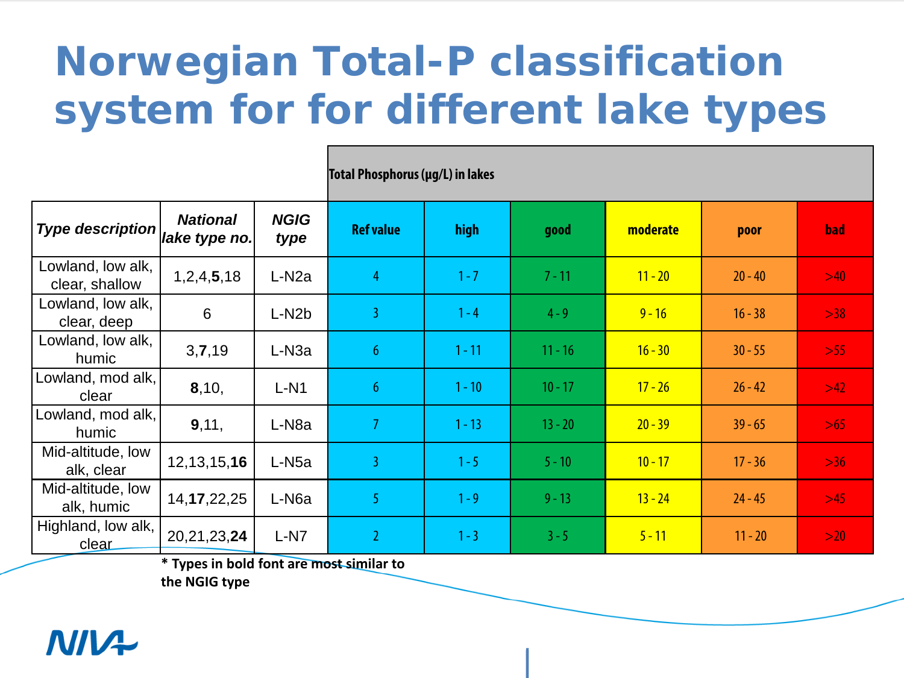# Norwegian Total-P classification system for for different lake types

| Type description | National lake type no. | NGIG type | Total Phosphorus (µg/L) in lakes | | | | | |
|---|---|---|---|---|---|---|---|---|
| | | | Ref value | high | good | moderate | poor | bad |
| Lowland, low alk, clear, shallow | 1,2,4,**5**,18 | L-N2a | 4 | 1 - 7 | 7 - 11 | 11 - 20 | 20 - 40 | >40 |
| Lowland, low alk, clear, deep | 6 | L-N2b | 3 | 1 - 4 | 4 - 9 | 9 - 16 | 16 - 38 | >38 |
| Lowland, low alk, humic | 3,**7**,19 | L-N3a | 6 | 1 - 11 | 11 - 16 | 16 - 30 | 30 - 55 | >55 |
| Lowland, mod alk, clear | **8**,10, | L-N1 | 6 | 1 - 10 | 10 - 17 | 17 - 26 | 26 - 42 | >42 |
| Lowland, mod alk, humic | **9**,11, | L-N8a | 7 | 1 - 13 | 13 - 20 | 20 - 39 | 39 - 65 | >65 |
| Mid-altitude, low alk, clear | 12,13,15,**16** | L-N5a | 3 | 1 - 5 | 5 - 10 | 10 - 17 | 17 - 36 | >36 |
| Mid-altitude, low alk, humic | 14,**17**,22,25 | L-N6a | 5 | 1 - 9 | 9 - 13 | 13 - 24 | 24 - 45 | >45 |
| Highland, low alk, clear | 20,21,23,**24** | L-N7 | 2 | 1 - 3 | 3 - 5 | 5 - 11 | 11 - 20 | >20 |

**\* Types in bold font are most similar to the NGIG type**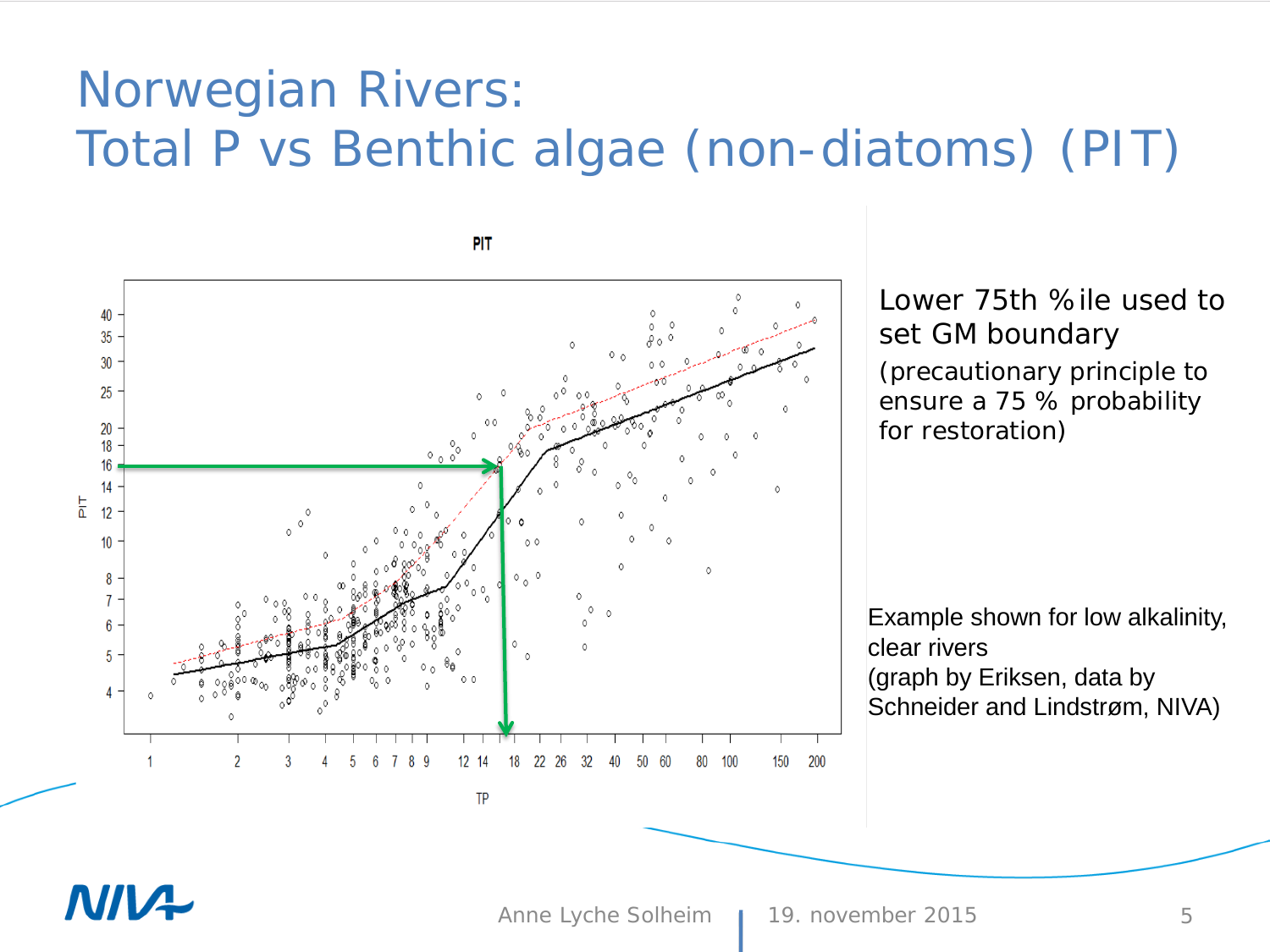# Norwegian Rivers: Total P vs Benthic algae (non-diatoms) (PIT)

PIT

Lower 75th %ile used to set GM boundary

(precautionary principle to ensure a 75 % probability for restoration)

Example shown for low alkalinity, clear rivers
(graph by Eriksen, data by Schneider and Lindstrøm, NIVA)

Anne Lyche Solheim | 19. november 2015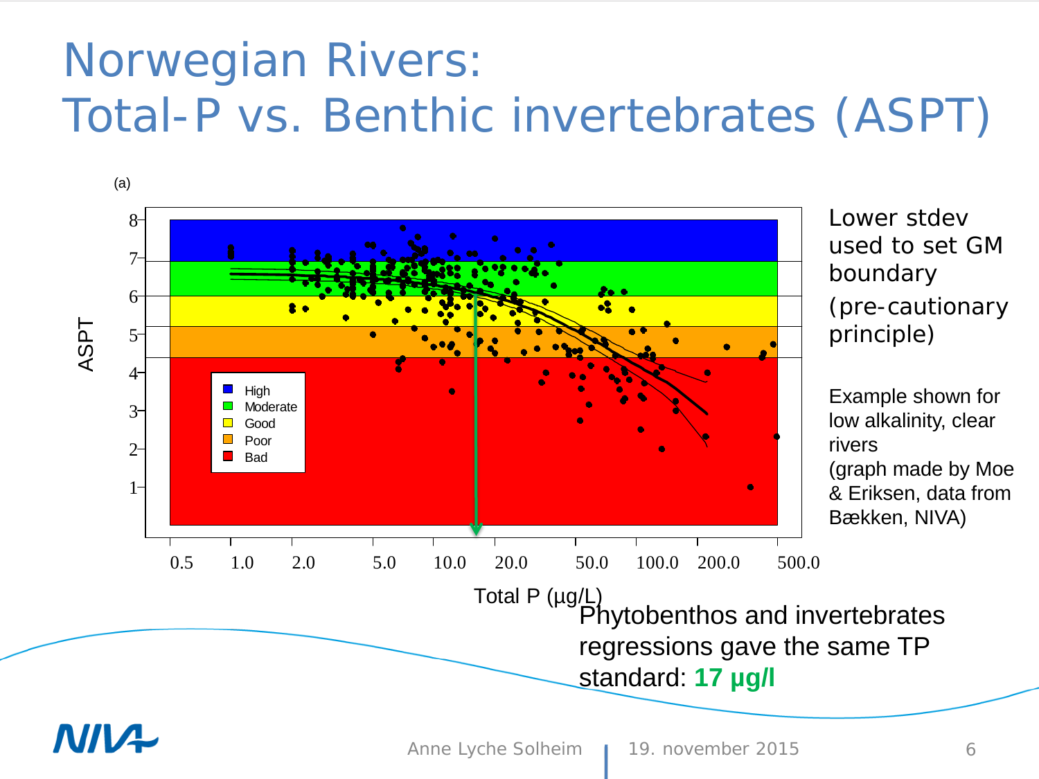# Norwegian Rivers: Total-P vs. Benthic invertebrates (ASPT)

(a)

ASPT

Total P (µg/L)

High
Moderate
Good
Poor
Bad

Lower stdev used to set GM boundary (pre-cautionary principle)

Example shown for low alkalinity, clear rivers (graph made by Moe & Eriksen, data from Bækken, NIVA)

Phytobenthos and invertebrates regressions gave the same TP standard: **17 µg/l**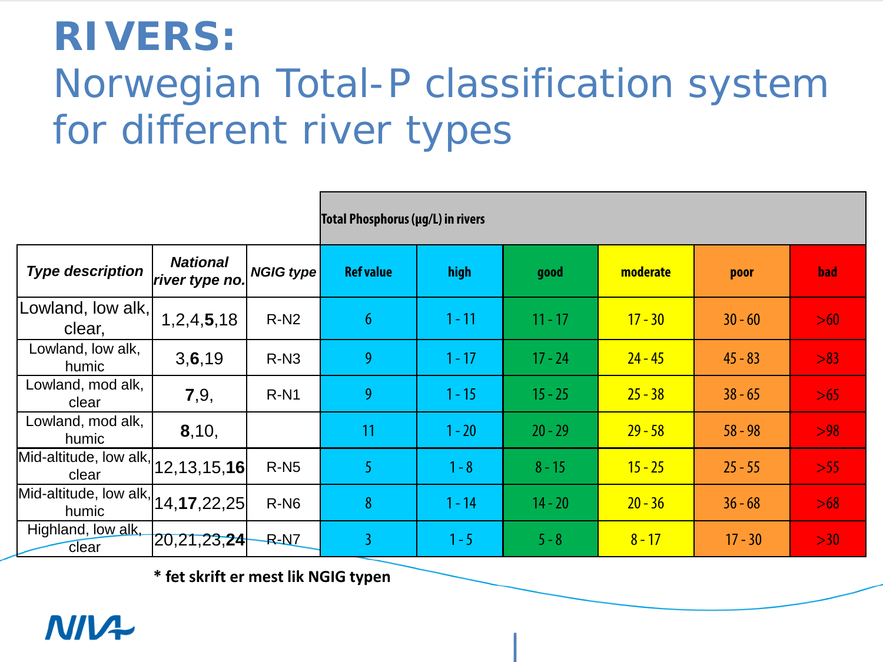# RIVERS:

## Norwegian Total-P classification system for different river types

| Type description | National river type no. | NGIG type | Total Phosphorus (µg/L) in rivers | | | | | |
|---|---|---|---|---|---|---|---|---|
| | | | Ref value | high | good | moderate | poor | bad |
| Lowland, low alk, clear, | 1,2,4,**5**,18 | R-N2 | 6 | 1 - 11 | 11 - 17 | 17 - 30 | 30 - 60 | >60 |
| Lowland, low alk, humic | 3,**6**,19 | R-N3 | 9 | 1 - 17 | 17 - 24 | 24 - 45 | 45 - 83 | >83 |
| Lowland, mod alk, clear | **7**,9, | R-N1 | 9 | 1 - 15 | 15 - 25 | 25 - 38 | 38 - 65 | >65 |
| Lowland, mod alk, humic | **8**,10, | | 11 | 1 - 20 | 20 - 29 | 29 - 58 | 58 - 98 | >98 |
| Mid-altitude, low alk, clear | 12,13,15,**16** | R-N5 | 5 | 1 - 8 | 8 - 15 | 15 - 25 | 25 - 55 | >55 |
| Mid-altitude, low alk, humic | 14,**17**,22,25 | R-N6 | 8 | 1 - 14 | 14 - 20 | 20 - 36 | 36 - 68 | >68 |
| Highland, low alk, clear | 20,21,23,**24** | R-N7 | 3 | 1 - 5 | 5 - 8 | 8 - 17 | 17 - 30 | >30 |

**\* fet skrift er mest lik NGIG typen**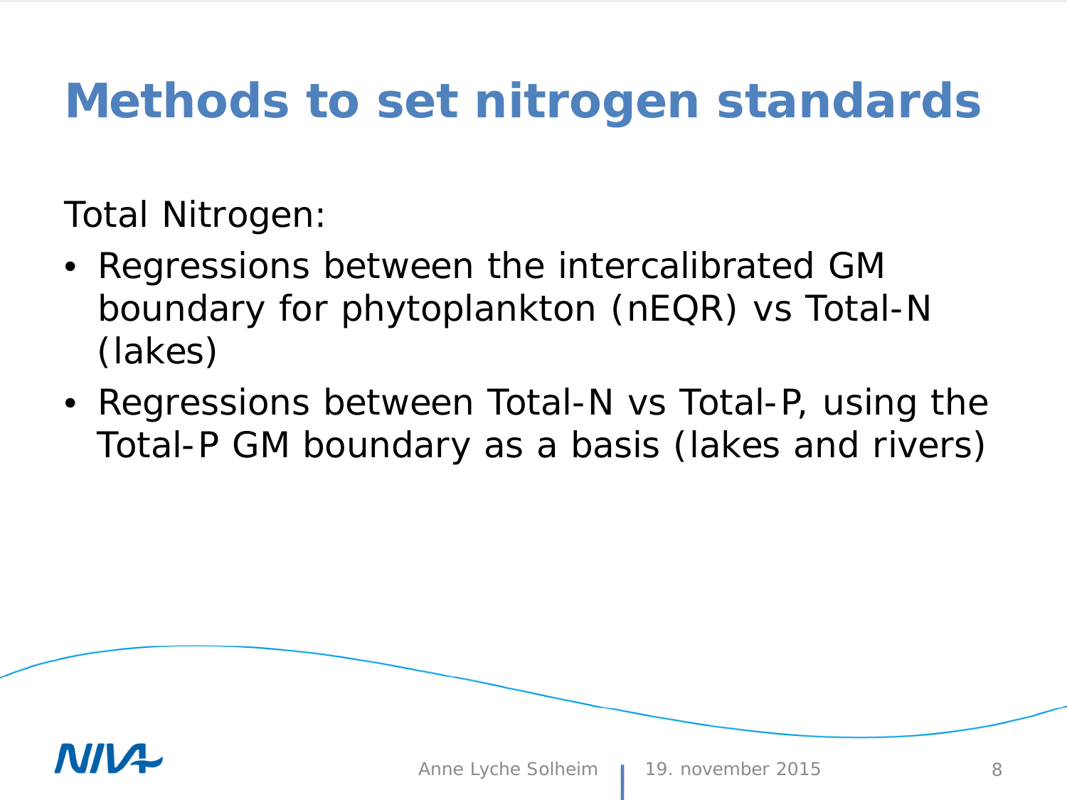# Methods to set nitrogen standards

Total Nitrogen:

- Regressions between the intercalibrated GM boundary for phytoplankton (nEQR) vs Total-N (lakes)
- Regressions between Total-N vs Total-P, using the Total-P GM boundary as a basis (lakes and rivers)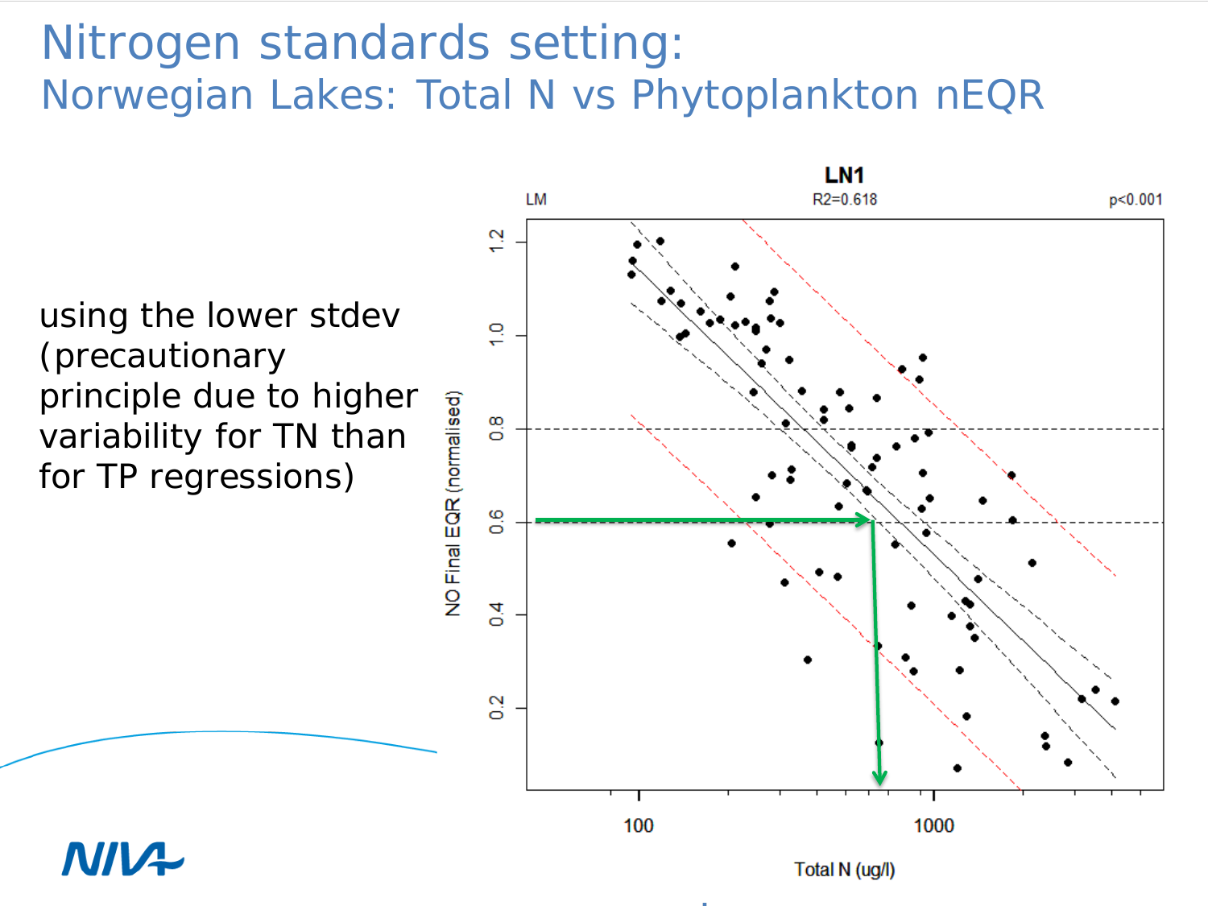# Nitrogen standards setting:

## Norwegian Lakes: Total N vs Phytoplankton nEQR

using the lower stdev (precautionary principle due to higher variability for TN than for TP regressions)

LN1

LM $R^2=0.618$ $p<0.001$

NO Final EQR (normalised)

Total N (ug/l)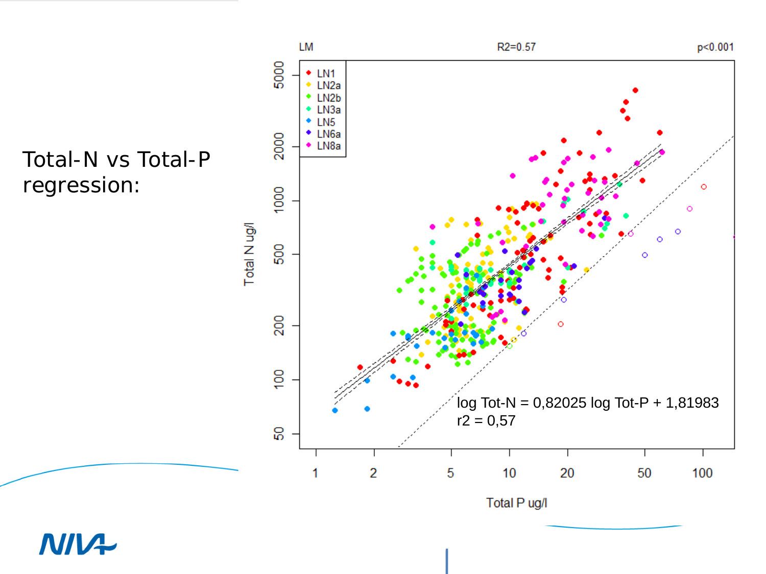Total-N vs Total-P regression:

LM $R^2=0.57$ $p<0.001$

Legend: LN1, LN2a, LN2b, LN3a, LN5, LN6a, LN8a

log Tot-N = 0,82025 log Tot-P + 1,81983
r2 = 0,57

Total N ug/l

Total P ug/l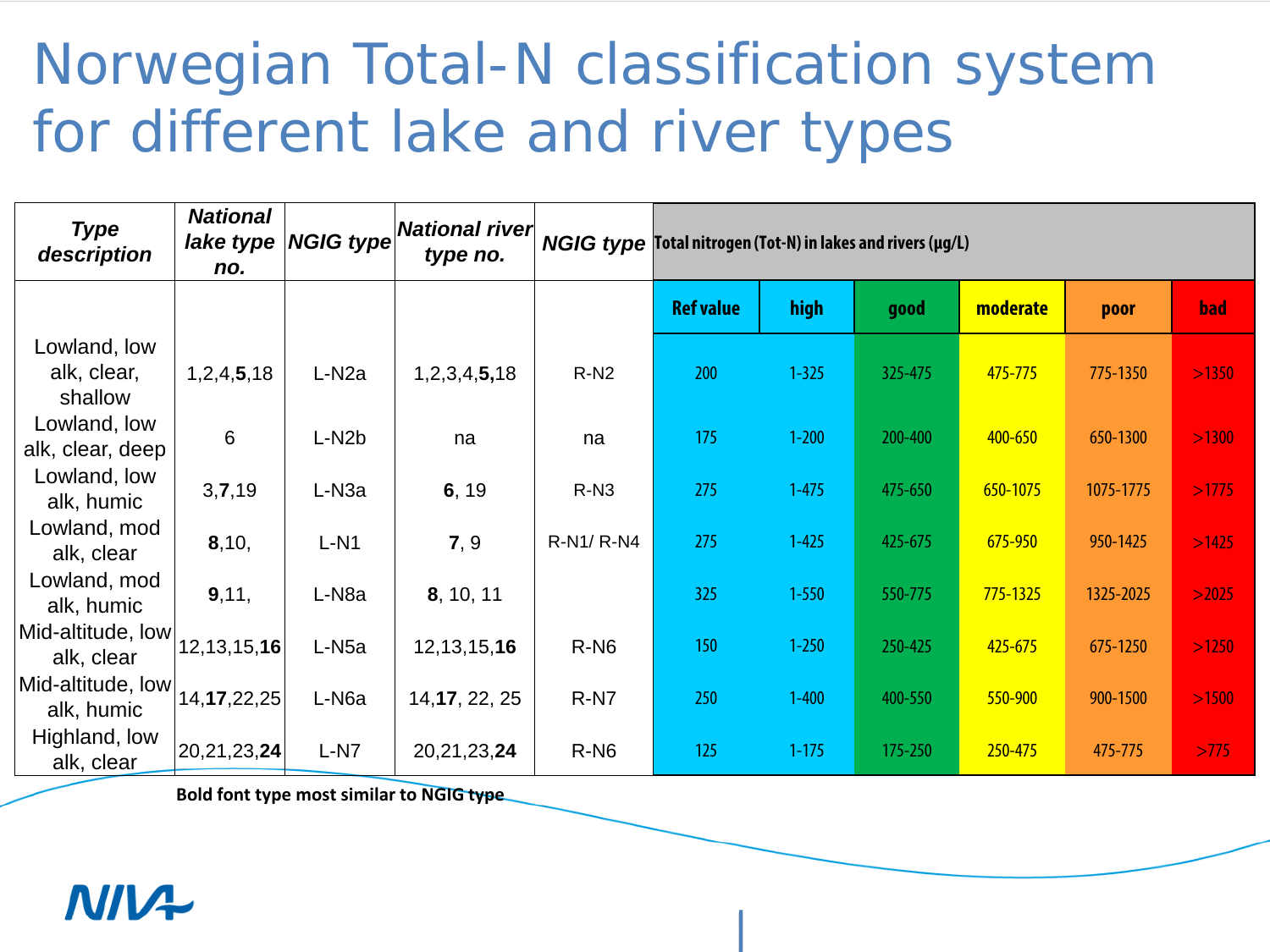# Norwegian Total-N classification system for different lake and river types

| *Type description* | *National lake type no.* | *NGIG type* | *National river type no.* | *NGIG type* | Total nitrogen (Tot-N) in lakes and rivers (µg/L) | | | | | |
|---|---|---|---|---|---|---|---|---|---|---|
| | | | | | **Ref value** | **high** | **good** | **moderate** | **poor** | **bad** |
| Lowland, low alk, clear, shallow | 1,2,4,**5**,18 | L-N2a | 1,2,3,4,**5,**18 | R-N2 | 200 | 1-325 | 325-475 | 475-775 | 775-1350 | >1350 |
| Lowland, low alk, clear, deep | 6 | L-N2b | na | na | 175 | 1-200 | 200-400 | 400-650 | 650-1300 | >1300 |
| Lowland, low alk, humic | 3,**7**,19 | L-N3a | **6**, 19 | R-N3 | 275 | 1-475 | 475-650 | 650-1075 | 1075-1775 | >1775 |
| Lowland, mod alk, clear | **8**,10, | L-N1 | **7**, 9 | R-N1/ R-N4 | 275 | 1-425 | 425-675 | 675-950 | 950-1425 | >1425 |
| Lowland, mod alk, humic | **9**,11, | L-N8a | **8**, 10, 11 | | 325 | 1-550 | 550-775 | 775-1325 | 1325-2025 | >2025 |
| Mid-altitude, low alk, clear | 12,13,15,**16** | L-N5a | 12,13,15,**16** | R-N6 | 150 | 1-250 | 250-425 | 425-675 | 675-1250 | >1250 |
| Mid-altitude, low alk, humic | 14,**17**,22,25 | L-N6a | 14,**17**, 22, 25 | R-N7 | 250 | 1-400 | 400-550 | 550-900 | 900-1500 | >1500 |
| Highland, low alk, clear | 20,21,23,**24** | L-N7 | 20,21,23,**24** | R-N6 | 125 | 1-175 | 175-250 | 250-475 | 475-775 | >775 |

**Bold font type most similar to NGIG type**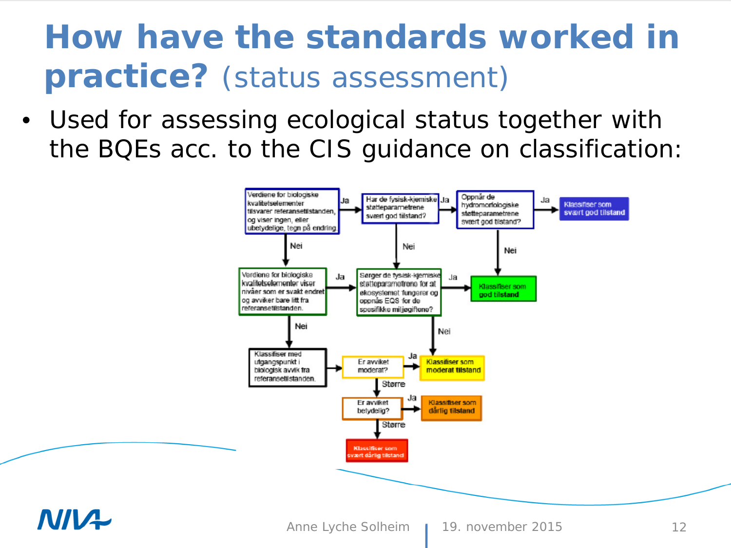# How have the standards worked in practice? (status assessment)

- Used for assessing ecological status together with the BQEs acc. to the CIS guidance on classification:

Verdiene for biologiske kvalitetselementer tilsvarer referansetilstanden, og viser ingen, eller ubetydelige, tegn på endring.

Ja → Har de fysisk-kjemiske støtteparametrene svært god tilstand?

Ja → Oppnår de hydromorfologiske støtteparametrene svært god tilstand?

Ja → Klassifiser som svært god tilstand

Nei

Nei

Nei

Verdiene for biologiske kvalitetselementer viser nivåer som er svakt endret og avviker bare litt fra referansetilstanden.

Ja → Sørger de fysisk-kjemiske støtteparametrene for at økosystemet fungerer og oppnås EQS for de spesifikke miljøgiftene?

Ja → Klassifiser som god tilstand

Nei

Nei

Klassifiser med utgangspunkt i biologisk avvik fra referansetilstanden.

→ Er avviket moderat?

Ja → Klassifiser som moderat tilstand

Større

Er avviket betydelig?

Ja → Klassifiser som dårlig tilstand

Større

Klassifiser som svært dårlig tilstand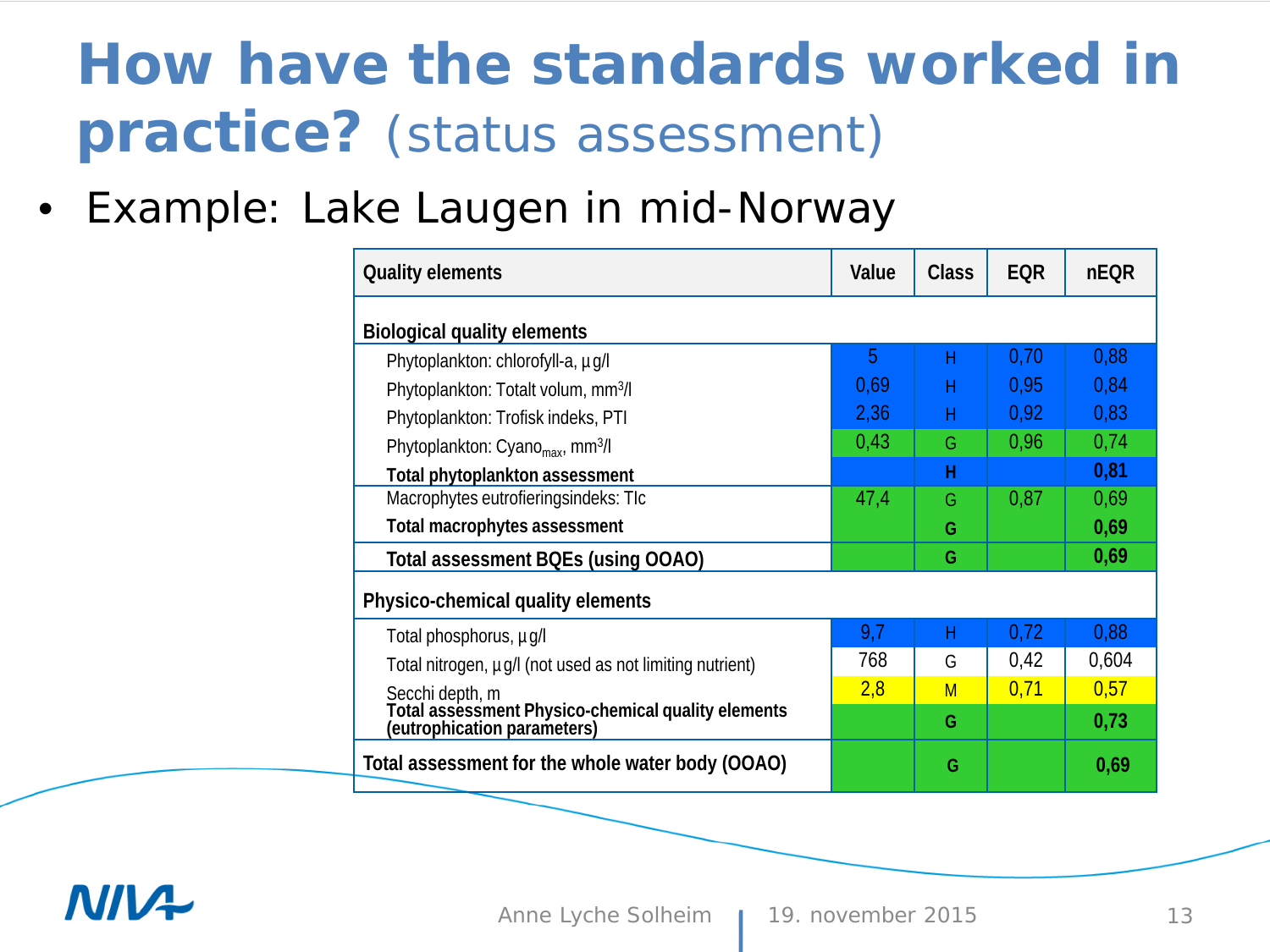# How have the standards worked in practice? (status assessment)

- Example: Lake Laugen in mid-Norway

| Quality elements | Value | Class | EQR | nEQR |
|---|---|---|---|---|
| **Biological quality elements** | | | | |
| Phytoplankton: chlorofyll-a, µg/l | 5 | H | 0,70 | 0,88 |
| Phytoplankton: Totalt volum, $mm^3/l$ | 0,69 | H | 0,95 | 0,84 |
| Phytoplankton: Trofisk indeks, PTI | 2,36 | H | 0,92 | 0,83 |
| Phytoplankton: $Cyano_{max}$, $mm^3/l$ | 0,43 | G | 0,96 | 0,74 |
| **Total phytoplankton assessment** | | **H** | | **0,81** |
| Macrophytes eutrofieringsindeks: TIc | 47,4 | G | 0,87 | 0,69 |
| **Total macrophytes assessment** | | **G** | | **0,69** |
| **Total assessment BQEs (using OOAO)** | | **G** | | **0,69** |
| **Physico-chemical quality elements** | | | | |
| Total phosphorus, µg/l | 9,7 | H | 0,72 | 0,88 |
| Total nitrogen, µg/l (not used as not limiting nutrient) | 768 | G | 0,42 | 0,604 |
| Secchi depth, m | 2,8 | M | 0,71 | 0,57 |
| **Total assessment Physico-chemical quality elements (eutrophication parameters)** | | **G** | | **0,73** |
| **Total assessment for the whole water body (OOAO)** | | **G** | | **0,69** |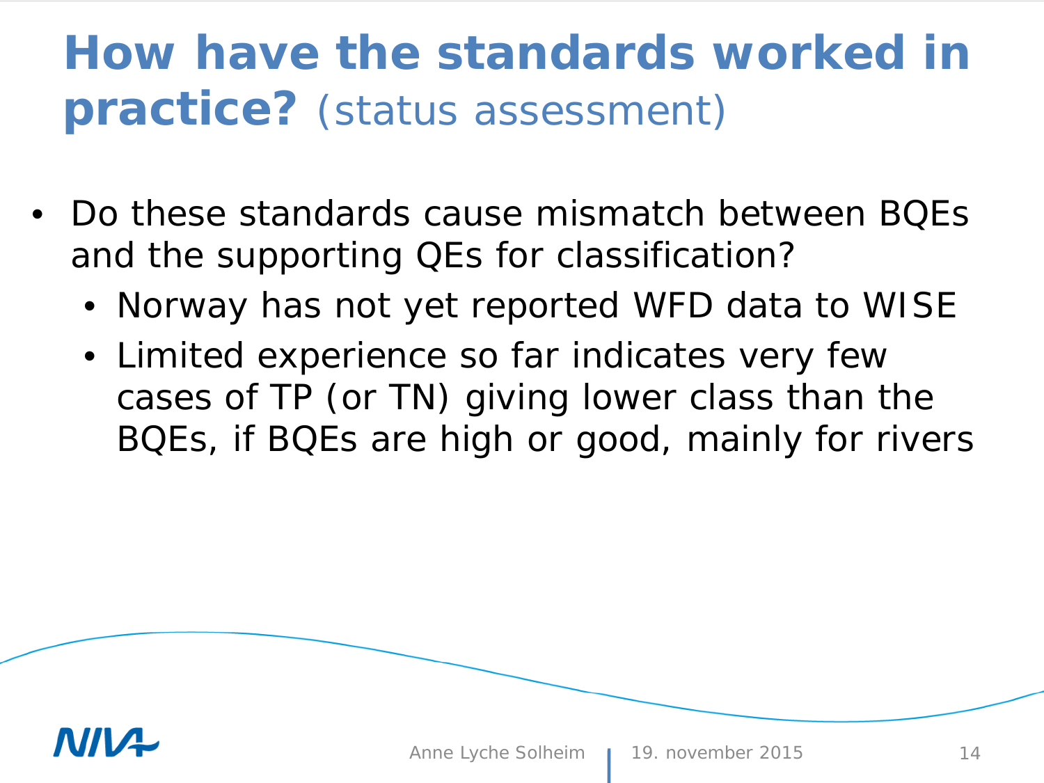# How have the standards worked in practice? (status assessment)

- Do these standards cause mismatch between BQEs and the supporting QEs for classification?
  - Norway has not yet reported WFD data to WISE
  - Limited experience so far indicates very few cases of TP (or TN) giving lower class than the BQEs, if BQEs are high or good, mainly for rivers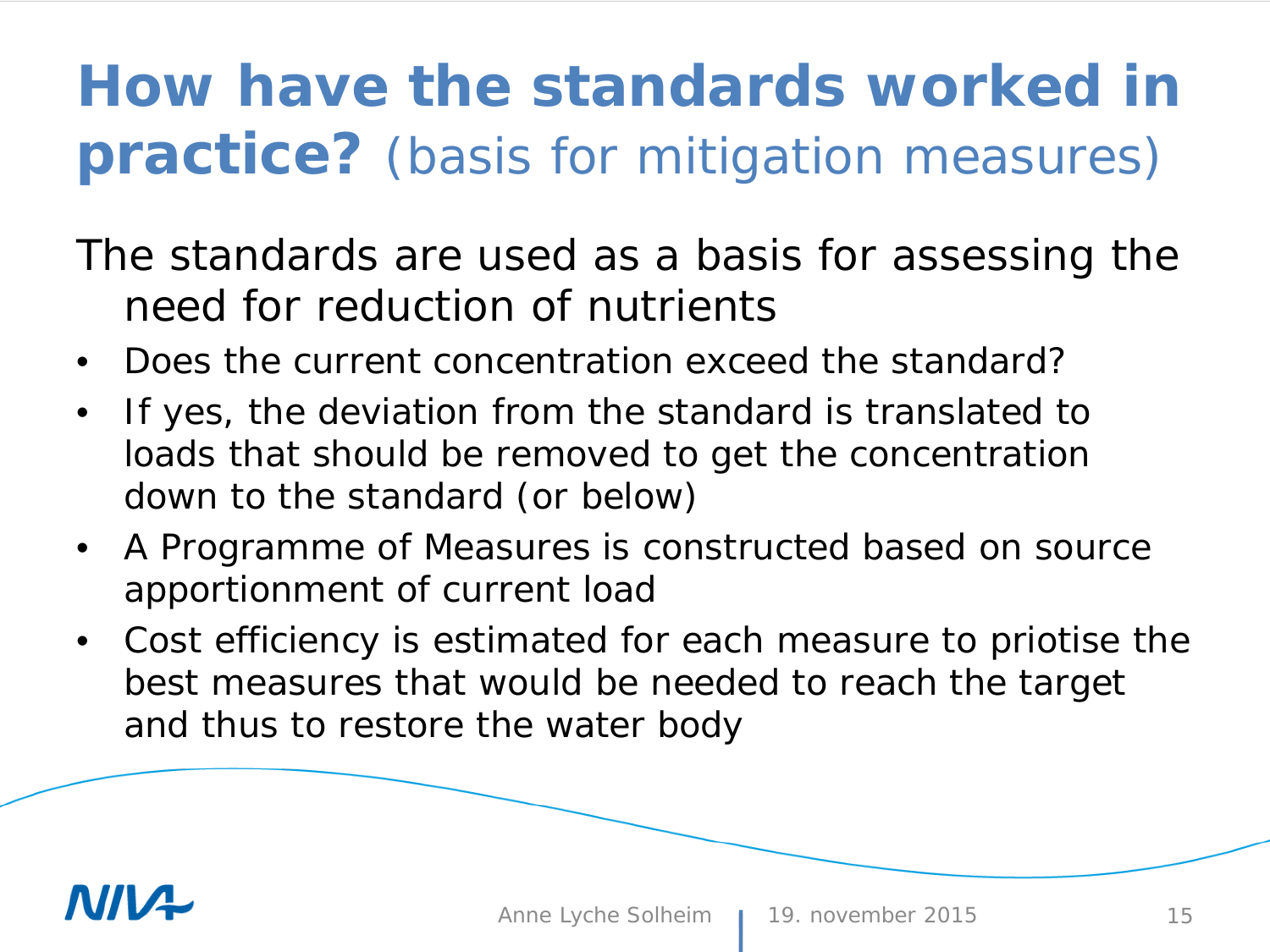# How have the standards worked in practice? (basis for mitigation measures)

The standards are used as a basis for assessing the need for reduction of nutrients

- Does the current concentration exceed the standard?
- If yes, the deviation from the standard is translated to loads that should be removed to get the concentration down to the standard (or below)
- A Programme of Measures is constructed based on source apportionment of current load
- Cost efficiency is estimated for each measure to priotise the best measures that would be needed to reach the target and thus to restore the water body